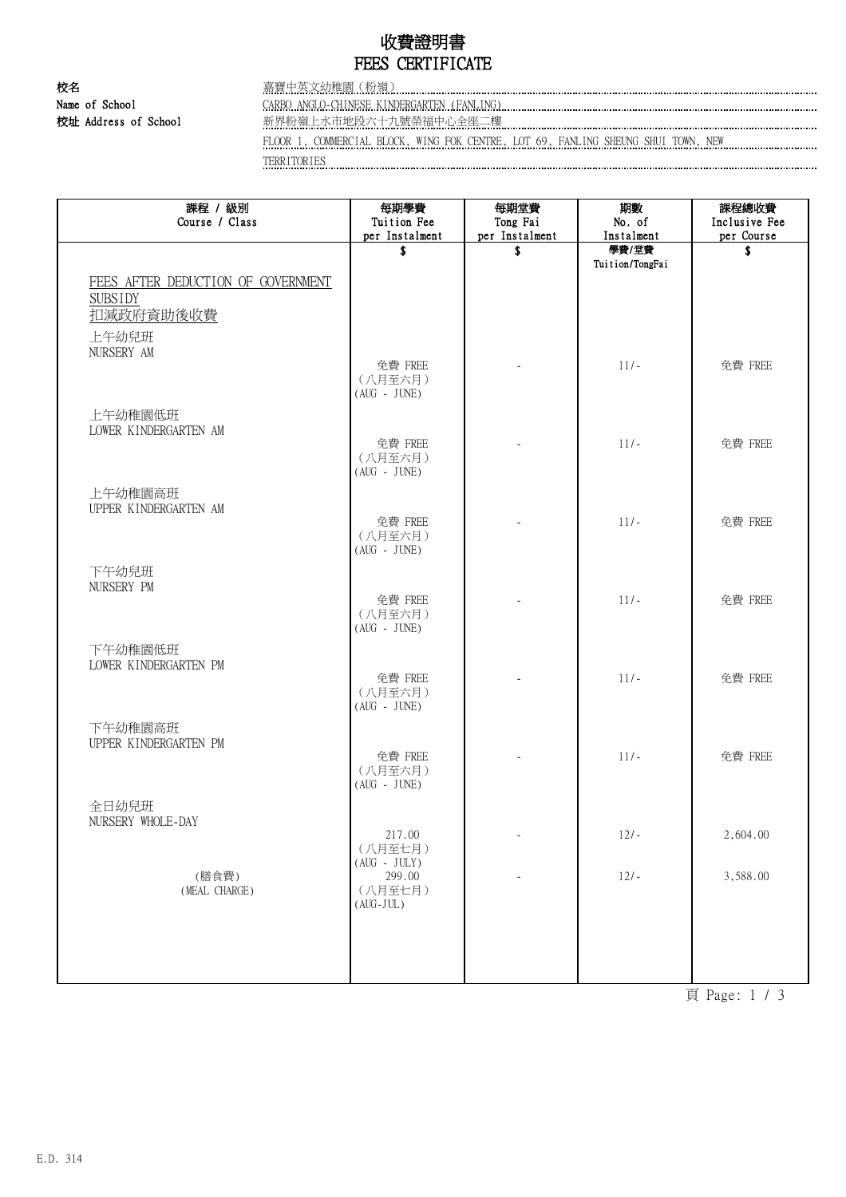# 收費證明書
# FEES CERTIFICATE

**校名**
**Name of School**

嘉寶中英文幼稚園（粉嶺）
CARBO ANGLO-CHINESE KINDERGARTEN (FANLING)

**校址 Address of School**

新界粉嶺上水市地段六十九號榮福中心全座二樓
FLOOR 1, COMMERCIAL BLOCK, WING FOK CENTRE, LOT 69, FANLING SHEUNG SHUI TOWN, NEW TERRITORIES

| 課程 / 級別<br>Course / Class | 每期學費<br>Tuition Fee<br>per Instalment<br>$ | 每期堂費<br>Tong Fai<br>per Instalment<br>$ | 期數<br>No. of<br>Instalment<br>學費/堂費<br>Tuition/TongFai | 課程總收費<br>Inclusive Fee<br>per Course<br>$ |
|---|---|---|---|---|
| FEES AFTER DEDUCTION OF GOVERNMENT SUBSIDY<br>扣減政府資助後收費 | | | | |
| 上午幼兒班<br>NURSERY AM | 免費 FREE<br>（八月至六月）<br>(AUG - JUNE) | - | 11/- | 免費 FREE |
| 上午幼稚園低班<br>LOWER KINDERGARTEN AM | 免費 FREE<br>（八月至六月）<br>(AUG - JUNE) | - | 11/- | 免費 FREE |
| 上午幼稚園高班<br>UPPER KINDERGARTEN AM | 免費 FREE<br>（八月至六月）<br>(AUG - JUNE) | - | 11/- | 免費 FREE |
| 下午幼兒班<br>NURSERY PM | 免費 FREE<br>（八月至六月）<br>(AUG - JUNE) | - | 11/- | 免費 FREE |
| 下午幼稚園低班<br>LOWER KINDERGARTEN PM | 免費 FREE<br>（八月至六月）<br>(AUG - JUNE) | - | 11/- | 免費 FREE |
| 下午幼稚園高班<br>UPPER KINDERGARTEN PM | 免費 FREE<br>（八月至六月）<br>(AUG - JUNE) | - | 11/- | 免費 FREE |
| 全日幼兒班<br>NURSERY WHOLE-DAY | 217.00<br>（八月至七月）<br>(AUG - JULY) | - | 12/- | 2,604.00 |
| (膳食費)<br>(MEAL CHARGE) | 299.00<br>（八月至七月）<br>(AUG-JUL) | - | 12/- | 3,588.00 |

E.D. 314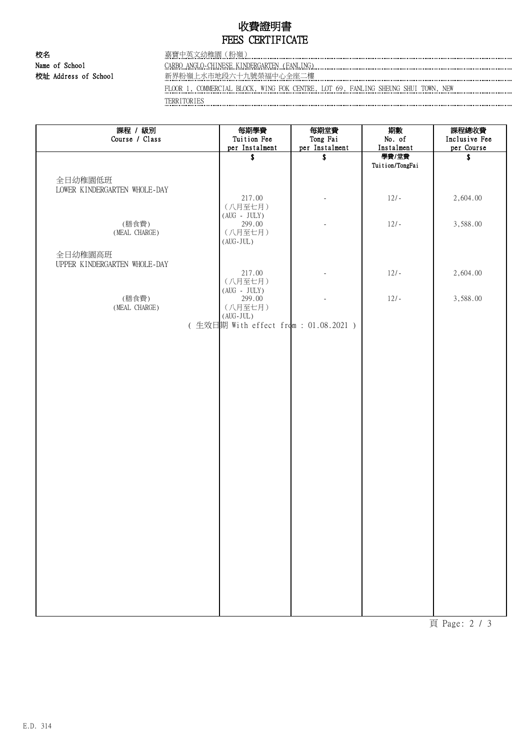# 收費證明書
# FEES CERTIFICATE

校名 嘉寶中英文幼稚園（粉嶺）
Name of School CARBO ANGLO-CHINESE KINDERGARTEN (FANLING)
校址 Address of School 新界粉嶺上水市地段六十九號榮福中心全座二樓
FLOOR 1, COMMERCIAL BLOCK, WING FOK CENTRE, LOT 69, FANLING SHEUNG SHUI TOWN, NEW TERRITORIES

| 課程 / 級別 Course / Class | 每期學費 Tuition Fee per Instalment | 每期堂費 Tong Fai per Instalment | 期數 No. of Instalment | 課程總收費 Inclusive Fee per Course |
|---|---|---|---|---|
| | $ | $ | 學費/堂費 Tuition/TongFai | $ |
| 全日幼稚園低班 LOWER KINDERGARTEN WHOLE-DAY | 217.00 (八月至七月) (AUG - JULY) | - | 12/- | 2,604.00 |
| (膳食費) (MEAL CHARGE) | 299.00 (八月至七月) (AUG-JUL) | - | 12/- | 3,588.00 |
| 全日幼稚園高班 UPPER KINDERGARTEN WHOLE-DAY | 217.00 (八月至七月) (AUG - JULY) | - | 12/- | 2,604.00 |
| (膳食費) (MEAL CHARGE) | 299.00 (八月至七月) (AUG-JUL) | - | 12/- | 3,588.00 |
| | ( 生效日期 With effect from : 01.08.2021 ) | | | |

E.D. 314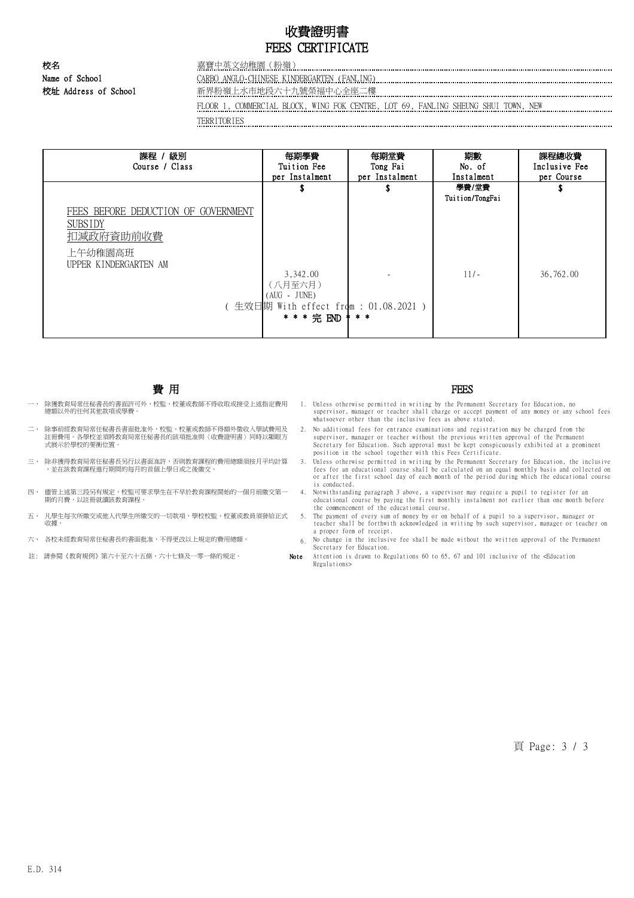# 收費證明書
# FEES CERTIFICATE

**校名** 嘉寶中英文幼稚園（粉嶺）
**Name of School** CARBO ANGLO-CHINESE KINDERGARTEN (FANLING)
**校址 Address of School** 新界粉嶺上水市地段六十九號榮福中心全座二樓
FLOOR 1, COMMERCIAL BLOCK, WING FOK CENTRE, LOT 69, FANLING SHEUNG SHUI TOWN, NEW TERRITORIES

| 課程 / 級別<br>Course / Class | 每期學費<br>Tuition Fee<br>per Instalment | 每期堂費<br>Tong Fai<br>per Instalment | 期數<br>No. of<br>Instalment | 課程總收費<br>Inclusive Fee<br>per Course |
|---|---|---|---|---|
| | $ | $ | 學費/堂費<br>Tuition/TongFai | $ |
| FEES BEFORE DEDUCTION OF GOVERNMENT SUBSIDY<br>扣減政府資助前收費 | | | | |
| 上午幼稚園高班<br>UPPER KINDERGARTEN AM | 3,342.00<br>（八月至六月）<br>(AUG - JUNE) | - | 11/- | 36,762.00 |

( 生效日期 With effect from : 01.08.2021 )

\* \* \* 完 END \* \* \*

## 費 用

一、 除獲教育局常任秘書長的書面許可外，校監、校董或教師不得收取或接受上述指定費用總額以外的任何其他款項或學費。

二、 除事前經教育局常任秘書長書面批准外，校監、校董或教師不得額外徵收入學試費用及註冊費用。各學校並須將教育局常任秘書長的該項批准與〈收費證明書〉同時以顯眼方式展示於學校的要衝位置。

三、 除非獲得教育局常任秘書長另行以書面准許，否則教育課程的費用總額須按月平均計算，並在該教育課程進行期間的每月的首個上學日或之後徵交。

四、 儘管上述第三段另有規定，校監可要求學生在不早於教育課程開始的一個月前繳交第一期的月費，以註冊就讀該教育課程。

五、 凡學生每次所繳交或他人代學生所繳交的一切款項，學校校監、校董或教員須發給正式收據。

六、 各校未經教育局常任秘書長的書面批准，不得更改以上規定的費用總額。

註: 請參閱《教育規例》第六十至六十五條，六十七條及一零一條的規定。

## FEES

1. Unless otherwise permitted in writing by the Permanent Secretary for Education, no supervisor, manager or teacher shall charge or accept payment of any money or any school fees whatsoever other than the inclusive fees as above stated.
2. No additional fees for entrance examinations and registration may be charged from the supervisor, manager or teacher without the previous written approval of the Permanent Secretary for Education. Such approval must be kept conspicuously exhibited at a prominent position in the school together with this Fees Certificate.
3. Unless otherwise permitted in writing by the Permanent Secretary for Education, the inclusive fees for an educational course shall be calculated on an equal monthly basis and collected on or after the first school day of each month of the period during which the educational course is conducted.
4. Notwithstanding paragraph 3 above, a supervisor may require a pupil to register for an educational course by paying the first monthly instalment not earlier than one month before the commencement of the educational course.
5. The payment of every sum of money by or on behalf of a pupil to a supervisor, manager or teacher shall be forthwith acknowledged in writing by such supervisor, manager or teacher on a proper form of receipt.
6. No change in the inclusive fee shall be made without the written approval of the Permanent Secretary for Education.

**Note** Attention is drawn to Regulations 60 to 65, 67 and 101 inclusive of the <Education Regulations>

E.D. 314